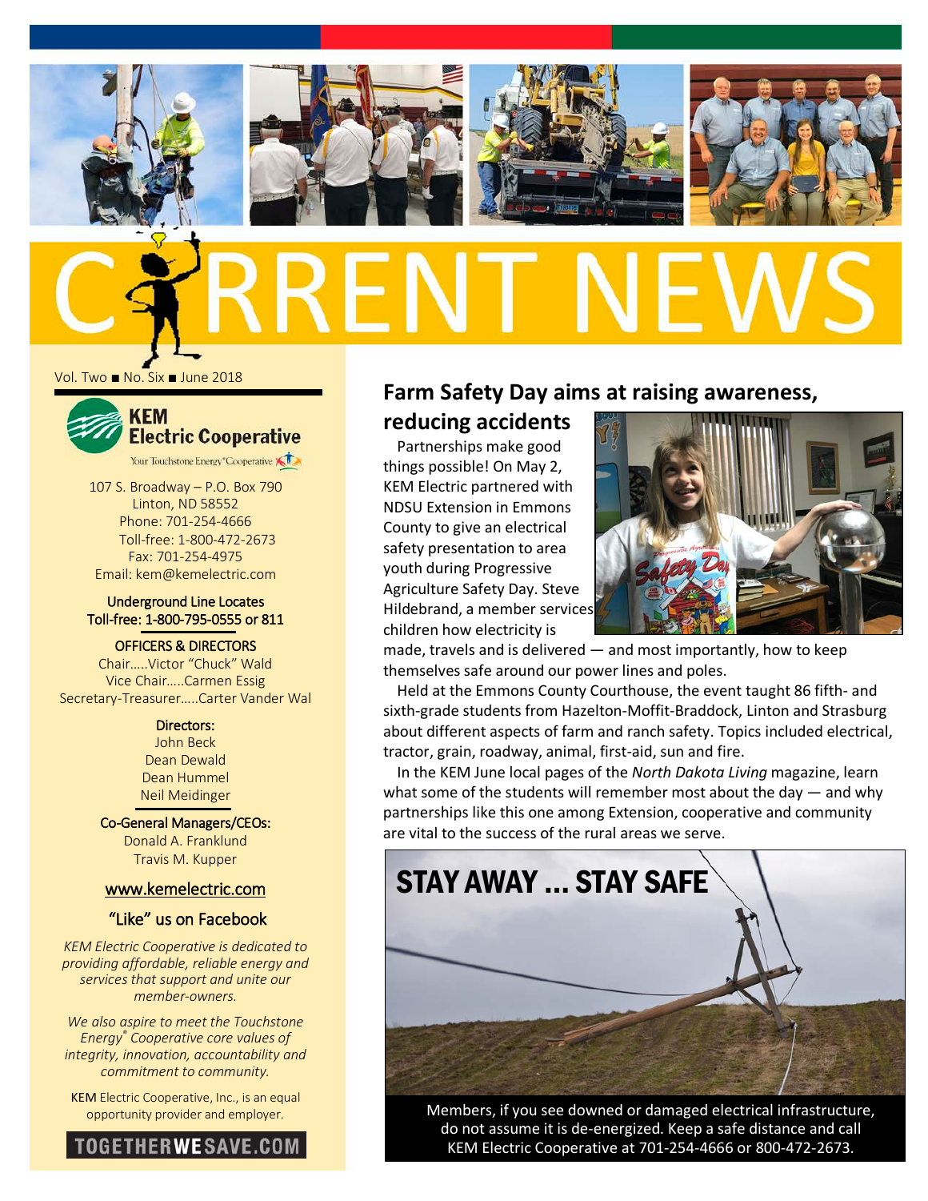# CURRENT NEWS

Vol. Two ■ No. Six ■ June 2018

**KEM Electric Cooperative**

Your Touchstone Energy® Cooperative

107 S. Broadway – P.O. Box 790
Linton, ND 58552
Phone: 701-254-4666
Toll-free: 1-800-472-2673
Fax: 701-254-4975
Email: kem@kemelectric.com

Underground Line Locates
Toll-free: 1-800-795-0555 or 811

OFFICERS & DIRECTORS
Chair…..Victor "Chuck" Wald
Vice Chair…..Carmen Essig
Secretary-Treasurer…..Carter Vander Wal

Directors:
John Beck
Dean Dewald
Dean Hummel
Neil Meidinger

Co-General Managers/CEOs:
Donald A. Franklund
Travis M. Kupper

www.kemelectric.com

"Like" us on Facebook

*KEM Electric Cooperative is dedicated to providing affordable, reliable energy and services that support and unite our member-owners.*

*We also aspire to meet the Touchstone Energy® Cooperative core values of integrity, innovation, accountability and commitment to community.*

KEM Electric Cooperative, Inc., is an equal opportunity provider and employer.

TOGETHERWESAVE.COM

## Farm Safety Day aims at raising awareness, reducing accidents

Partnerships make good things possible! On May 2, KEM Electric partnered with NDSU Extension in Emmons County to give an electrical safety presentation to area youth during Progressive Agriculture Safety Day. Steve Hildebrand, a member services children how electricity is made, travels and is delivered — and most importantly, how to keep themselves safe around our power lines and poles.

Held at the Emmons County Courthouse, the event taught 86 fifth- and sixth-grade students from Hazelton-Moffit-Braddock, Linton and Strasburg about different aspects of farm and ranch safety. Topics included electrical, tractor, grain, roadway, animal, first-aid, sun and fire.

In the KEM June local pages of the *North Dakota Living* magazine, learn what some of the students will remember most about the day — and why partnerships like this one among Extension, cooperative and community are vital to the success of the rural areas we serve.

## STAY AWAY … STAY SAFE

Members, if you see downed or damaged electrical infrastructure, do not assume it is de-energized. Keep a safe distance and call KEM Electric Cooperative at 701-254-4666 or 800-472-2673.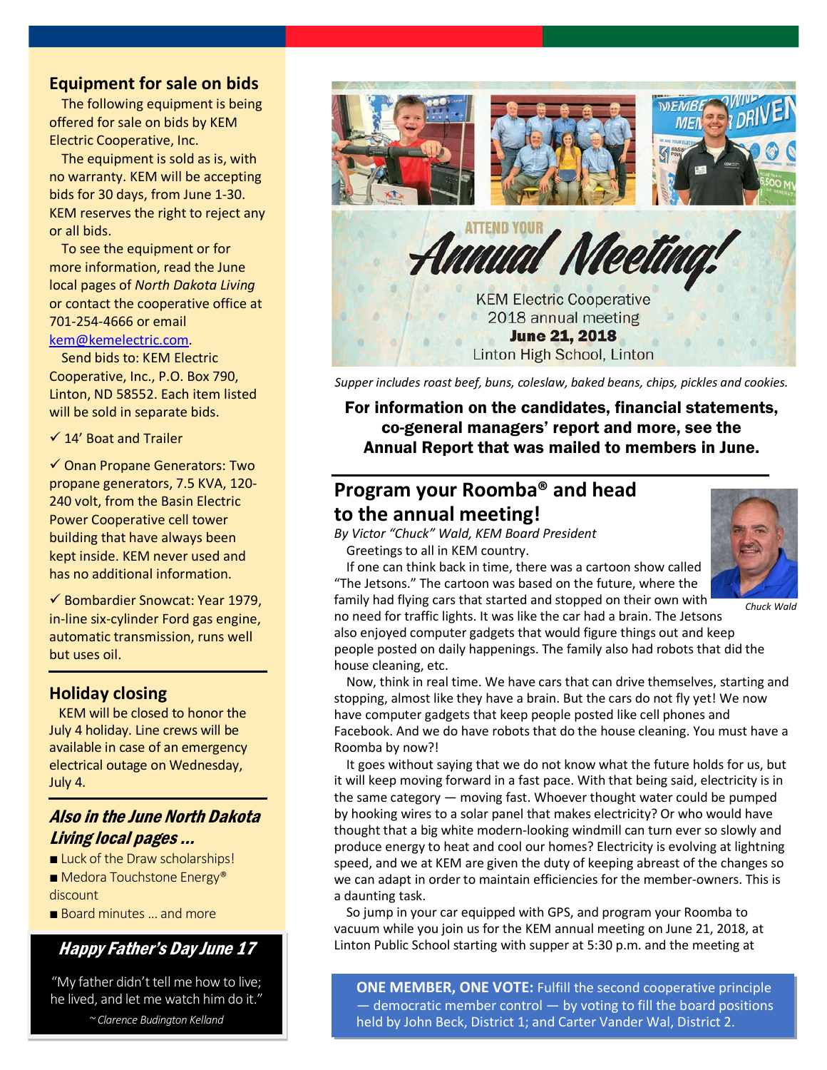## Equipment for sale on bids

The following equipment is being offered for sale on bids by KEM Electric Cooperative, Inc.

The equipment is sold as is, with no warranty. KEM will be accepting bids for 30 days, from June 1-30. KEM reserves the right to reject any or all bids.

To see the equipment or for more information, read the June local pages of *North Dakota Living* or contact the cooperative office at 701-254-4666 or email kem@kemelectric.com.

Send bids to: KEM Electric Cooperative, Inc., P.O. Box 790, Linton, ND 58552. Each item listed will be sold in separate bids.

✓ 14' Boat and Trailer

✓ Onan Propane Generators: Two propane generators, 7.5 KVA, 120-240 volt, from the Basin Electric Power Cooperative cell tower building that have always been kept inside. KEM never used and has no additional information.

✓ Bombardier Snowcat: Year 1979, in-line six-cylinder Ford gas engine, automatic transmission, runs well but uses oil.

## Holiday closing

KEM will be closed to honor the July 4 holiday. Line crews will be available in case of an emergency electrical outage on Wednesday, July 4.

## *Also in the June North Dakota Living local pages ...*

- Luck of the Draw scholarships!
- Medora Touchstone Energy® discount
- Board minutes ... and more

### *Happy Father's Day June 17*

"My father didn't tell me how to live; he lived, and let me watch him do it."

*~ Clarence Budington Kelland*

ATTEND YOUR

# Annual Meeting!

KEM Electric Cooperative
2018 annual meeting
**June 21, 2018**
Linton High School, Linton

*Supper includes roast beef, buns, coleslaw, baked beans, chips, pickles and cookies.*

**For information on the candidates, financial statements, co-general managers' report and more, see the Annual Report that was mailed to members in June.**

## Program your Roomba® and head to the annual meeting!

*By Victor "Chuck" Wald, KEM Board President*

*Chuck Wald*

Greetings to all in KEM country.

If one can think back in time, there was a cartoon show called "The Jetsons." The cartoon was based on the future, where the family had flying cars that started and stopped on their own with no need for traffic lights. It was like the car had a brain. The Jetsons also enjoyed computer gadgets that would figure things out and keep people posted on daily happenings. The family also had robots that did the house cleaning, etc.

Now, think in real time. We have cars that can drive themselves, starting and stopping, almost like they have a brain. But the cars do not fly yet! We now have computer gadgets that keep people posted like cell phones and Facebook. And we do have robots that do the house cleaning. You must have a Roomba by now?!

It goes without saying that we do not know what the future holds for us, but it will keep moving forward in a fast pace. With that being said, electricity is in the same category — moving fast. Whoever thought water could be pumped by hooking wires to a solar panel that makes electricity? Or who would have thought that a big white modern-looking windmill can turn ever so slowly and produce energy to heat and cool our homes? Electricity is evolving at lightning speed, and we at KEM are given the duty of keeping abreast of the changes so we can adapt in order to maintain efficiencies for the member-owners. This is a daunting task.

So jump in your car equipped with GPS, and program your Roomba to vacuum while you join us for the KEM annual meeting on June 21, 2018, at Linton Public School starting with supper at 5:30 p.m. and the meeting at

**ONE MEMBER, ONE VOTE:** Fulfill the second cooperative principle — democratic member control — by voting to fill the board positions held by John Beck, District 1; and Carter Vander Wal, District 2.